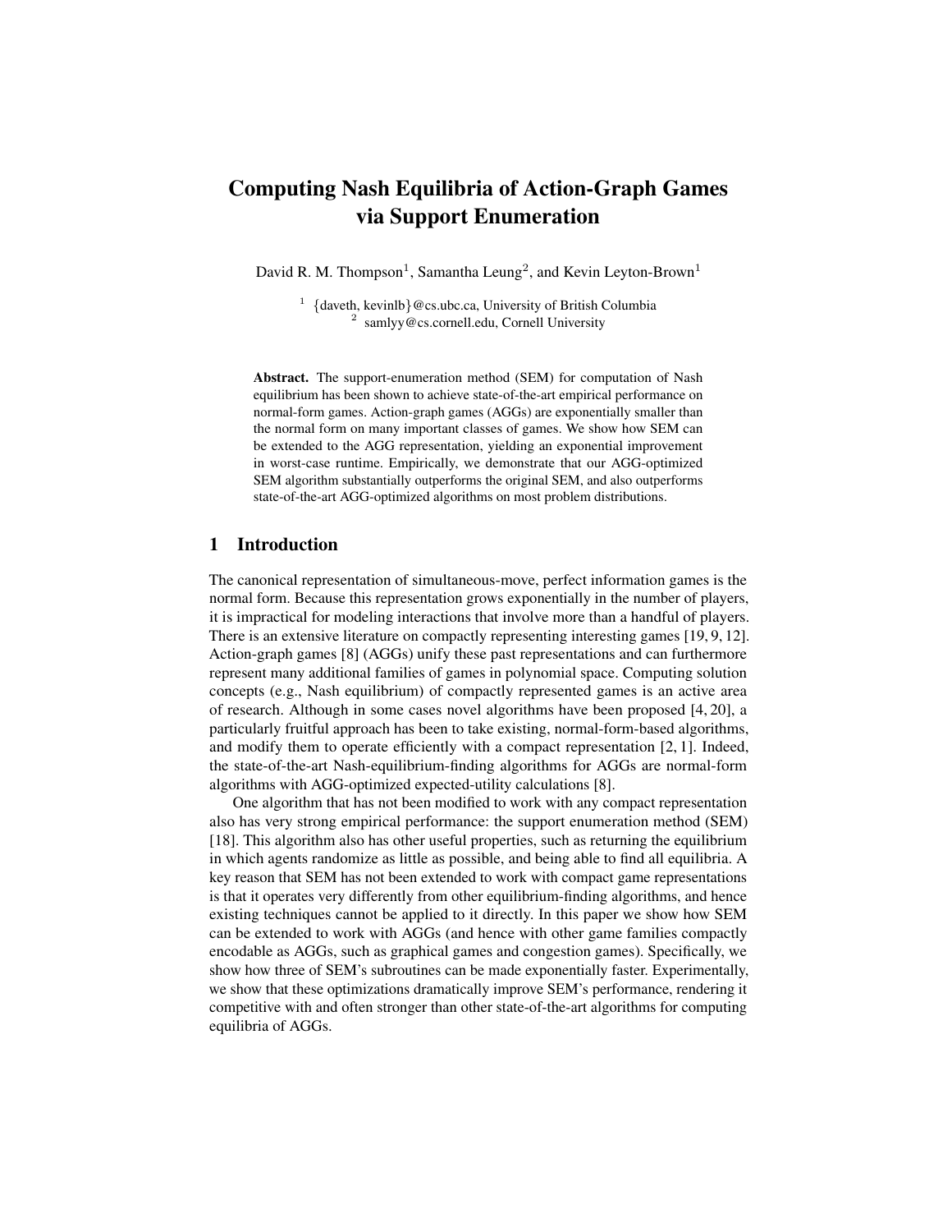# Computing Nash Equilibria of Action-Graph Games via Support Enumeration

David R. M. Thompson[1], Samantha Leung[2], and Kevin Leyton-Brown[1]

[1] {daveth, kevinlb}@cs.ubc.ca, University of British Columbia
[2] samlyy@cs.cornell.edu, Cornell University

**Abstract.** The support-enumeration method (SEM) for computation of Nash equilibrium has been shown to achieve state-of-the-art empirical performance on normal-form games. Action-graph games (AGGs) are exponentially smaller than the normal form on many important classes of games. We show how SEM can be extended to the AGG representation, yielding an exponential improvement in worst-case runtime. Empirically, we demonstrate that our AGG-optimized SEM algorithm substantially outperforms the original SEM, and also outperforms state-of-the-art AGG-optimized algorithms on most problem distributions.

## 1 Introduction

The canonical representation of simultaneous-move, perfect information games is the normal form. Because this representation grows exponentially in the number of players, it is impractical for modeling interactions that involve more than a handful of players. There is an extensive literature on compactly representing interesting games [19, 9, 12]. Action-graph games [8] (AGGs) unify these past representations and can furthermore represent many additional families of games in polynomial space. Computing solution concepts (e.g., Nash equilibrium) of compactly represented games is an active area of research. Although in some cases novel algorithms have been proposed [4, 20], a particularly fruitful approach has been to take existing, normal-form-based algorithms, and modify them to operate efficiently with a compact representation [2, 1]. Indeed, the state-of-the-art Nash-equilibrium-finding algorithms for AGGs are normal-form algorithms with AGG-optimized expected-utility calculations [8].

One algorithm that has not been modified to work with any compact representation also has very strong empirical performance: the support enumeration method (SEM) [18]. This algorithm also has other useful properties, such as returning the equilibrium in which agents randomize as little as possible, and being able to find all equilibria. A key reason that SEM has not been extended to work with compact game representations is that it operates very differently from other equilibrium-finding algorithms, and hence existing techniques cannot be applied to it directly. In this paper we show how SEM can be extended to work with AGGs (and hence with other game families compactly encodable as AGGs, such as graphical games and congestion games). Specifically, we show how three of SEM's subroutines can be made exponentially faster. Experimentally, we show that these optimizations dramatically improve SEM's performance, rendering it competitive with and often stronger than other state-of-the-art algorithms for computing equilibria of AGGs.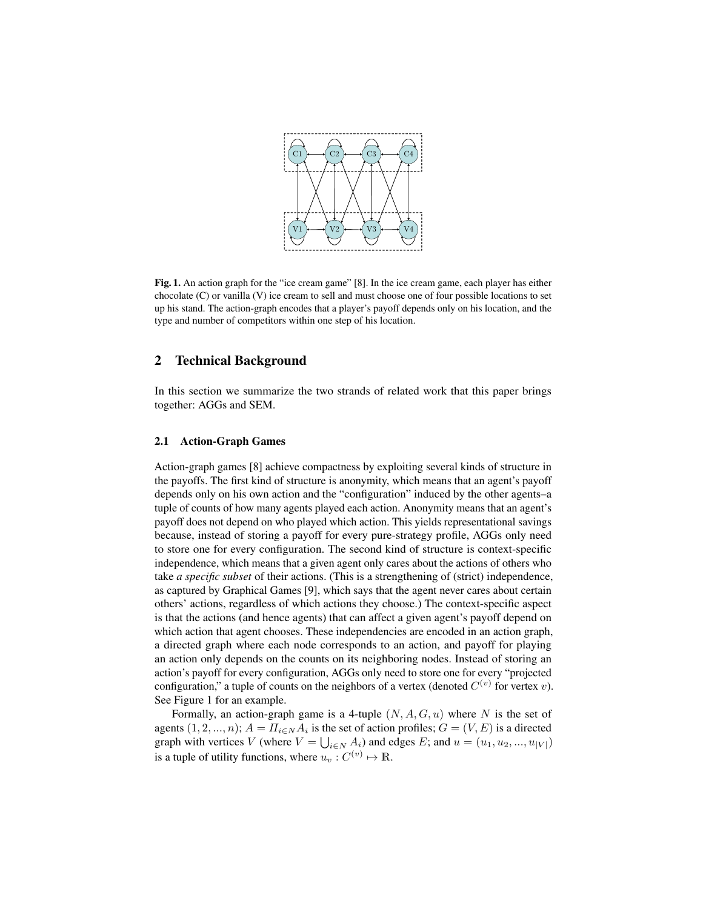C1 C2 C3 C4

V1 V2 V3 V4

**Fig. 1.** An action graph for the "ice cream game" [8]. In the ice cream game, each player has either chocolate (C) or vanilla (V) ice cream to sell and must choose one of four possible locations to set up his stand. The action-graph encodes that a player's payoff depends only on his location, and the type and number of competitors within one step of his location.

## 2 Technical Background

In this section we summarize the two strands of related work that this paper brings together: AGGs and SEM.

### 2.1 Action-Graph Games

Action-graph games [8] achieve compactness by exploiting several kinds of structure in the payoffs. The first kind of structure is anonymity, which means that an agent's payoff depends only on his own action and the "configuration" induced by the other agents–a tuple of counts of how many agents played each action. Anonymity means that an agent's payoff does not depend on who played which action. This yields representational savings because, instead of storing a payoff for every pure-strategy profile, AGGs only need to store one for every configuration. The second kind of structure is context-specific independence, which means that a given agent only cares about the actions of others who take *a specific subset* of their actions. (This is a strengthening of (strict) independence, as captured by Graphical Games [9], which says that the agent never cares about certain others' actions, regardless of which actions they choose.) The context-specific aspect is that the actions (and hence agents) that can affect a given agent's payoff depend on which action that agent chooses. These independencies are encoded in an action graph, a directed graph where each node corresponds to an action, and payoff for playing an action only depends on the counts on its neighboring nodes. Instead of storing an action's payoff for every configuration, AGGs only need to store one for every "projected configuration," a tuple of counts on the neighbors of a vertex (denoted $C^{(v)}$ for vertex $v$). See Figure 1 for an example.

Formally, an action-graph game is a 4-tuple $(N, A, G, u)$ where $N$ is the set of agents $(1, 2, ..., n)$; $A = \Pi_{i \in N} A_i$ is the set of action profiles; $G = (V, E)$ is a directed graph with vertices $V$ (where $V = \bigcup_{i \in N} A_i$) and edges $E$; and $u = (u_1, u_2, ..., u_{|V|})$ is a tuple of utility functions, where $u_v : C^{(v)} \mapsto \mathbb{R}$.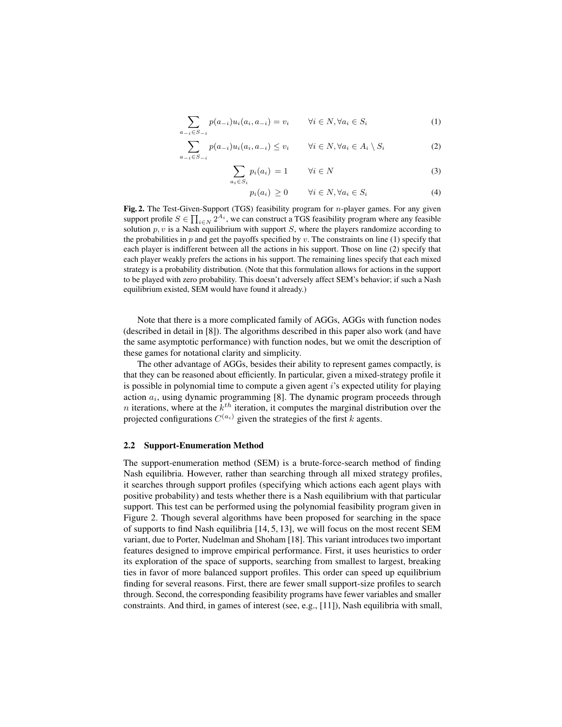$$\sum_{a_{-i} \in S_{-i}} p(a_{-i}) u_i(a_i, a_{-i}) = v_i \qquad \forall i \in N, \forall a_i \in S_i \tag{1}$$

$$\sum_{a_{-i} \in S_{-i}} p(a_{-i}) u_i(a_i, a_{-i}) \leq v_i \qquad \forall i \in N, \forall a_i \in A_i \setminus S_i \tag{2}$$

$$\sum_{a_i \in S_i} p_i(a_i) = 1 \qquad \forall i \in N \tag{3}$$

$$p_i(a_i) \geq 0 \qquad \forall i \in N, \forall a_i \in S_i \tag{4}$$

**Fig. 2.** The Test-Given-Support (TGS) feasibility program for $n$-player games. For any given support profile $S \in \prod_{i \in N} 2^{A_i}$, we can construct a TGS feasibility program where any feasible solution $p, v$ is a Nash equilibrium with support $S$, where the players randomize according to the probabilities in $p$ and get the payoffs specified by $v$. The constraints on line (1) specify that each player is indifferent between all the actions in his support. Those on line (2) specify that each player weakly prefers the actions in his support. The remaining lines specify that each mixed strategy is a probability distribution. (Note that this formulation allows for actions in the support to be played with zero probability. This doesn't adversely affect SEM's behavior; if such a Nash equilibrium existed, SEM would have found it already.)

Note that there is a more complicated family of AGGs, AGGs with function nodes (described in detail in [8]). The algorithms described in this paper also work (and have the same asymptotic performance) with function nodes, but we omit the description of these games for notational clarity and simplicity.

The other advantage of AGGs, besides their ability to represent games compactly, is that they can be reasoned about efficiently. In particular, given a mixed-strategy profile it is possible in polynomial time to compute a given agent $i$'s expected utility for playing action $a_i$, using dynamic programming [8]. The dynamic program proceeds through $n$ iterations, where at the $k^{th}$ iteration, it computes the marginal distribution over the projected configurations $C^{(a_i)}$ given the strategies of the first $k$ agents.

### 2.2 Support-Enumeration Method

The support-enumeration method (SEM) is a brute-force-search method of finding Nash equilibria. However, rather than searching through all mixed strategy profiles, it searches through support profiles (specifying which actions each agent plays with positive probability) and tests whether there is a Nash equilibrium with that particular support. This test can be performed using the polynomial feasibility program given in Figure 2. Though several algorithms have been proposed for searching in the space of supports to find Nash equilibria [14, 5, 13], we will focus on the most recent SEM variant, due to Porter, Nudelman and Shoham [18]. This variant introduces two important features designed to improve empirical performance. First, it uses heuristics to order its exploration of the space of supports, searching from smallest to largest, breaking ties in favor of more balanced support profiles. This order can speed up equilibrium finding for several reasons. First, there are fewer small support-size profiles to search through. Second, the corresponding feasibility programs have fewer variables and smaller constraints. And third, in games of interest (see, e.g., [11]), Nash equilibria with small,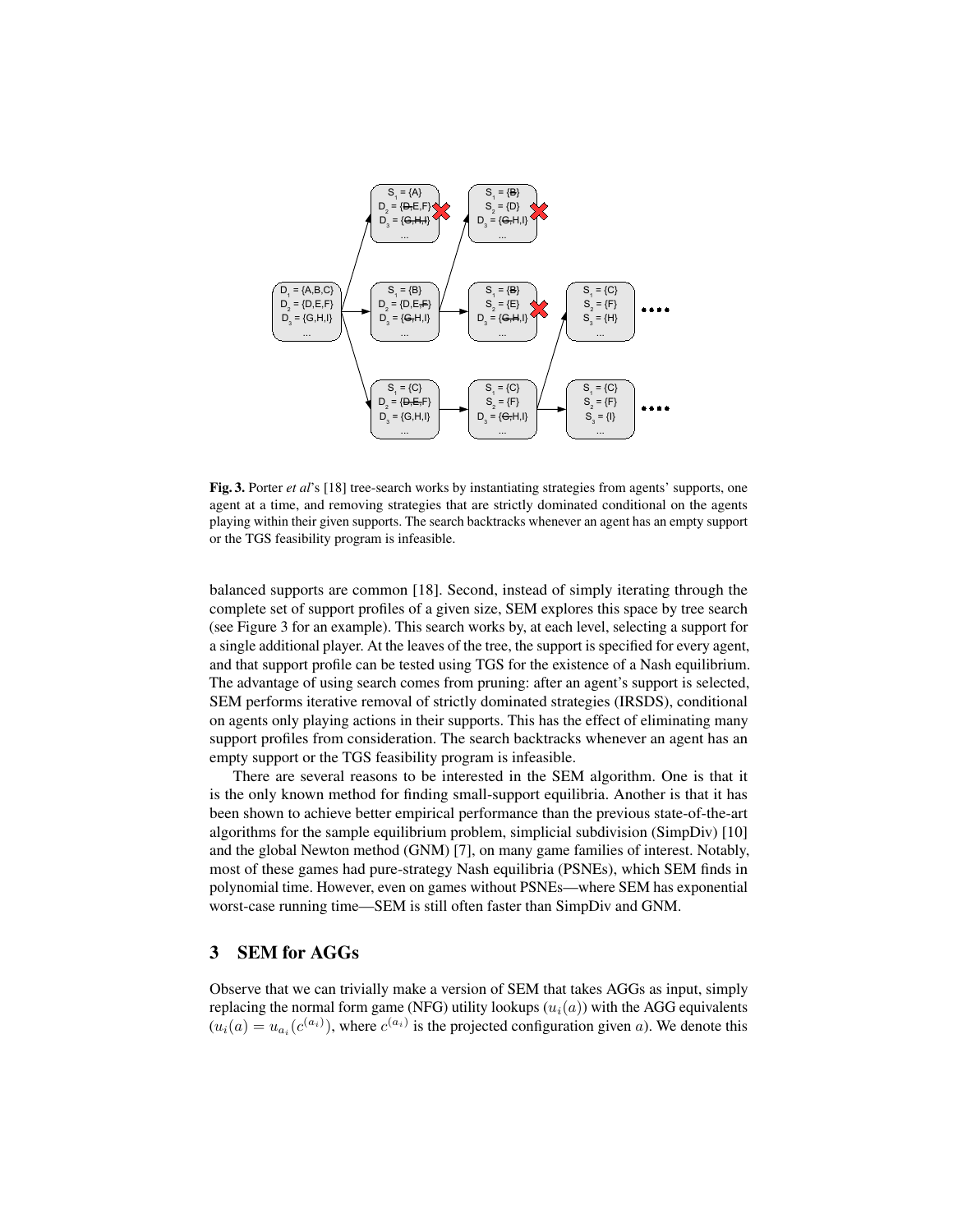Fig. 3. Porter *et al*'s [18] tree-search works by instantiating strategies from agents' supports, one agent at a time, and removing strategies that are strictly dominated conditional on the agents playing within their given supports. The search backtracks whenever an agent has an empty support or the TGS feasibility program is infeasible.

balanced supports are common [18]. Second, instead of simply iterating through the complete set of support profiles of a given size, SEM explores this space by tree search (see Figure 3 for an example). This search works by, at each level, selecting a support for a single additional player. At the leaves of the tree, the support is specified for every agent, and that support profile can be tested using TGS for the existence of a Nash equilibrium. The advantage of using search comes from pruning: after an agent's support is selected, SEM performs iterative removal of strictly dominated strategies (IRSDS), conditional on agents only playing actions in their supports. This has the effect of eliminating many support profiles from consideration. The search backtracks whenever an agent has an empty support or the TGS feasibility program is infeasible.

There are several reasons to be interested in the SEM algorithm. One is that it is the only known method for finding small-support equilibria. Another is that it has been shown to achieve better empirical performance than the previous state-of-the-art algorithms for the sample equilibrium problem, simplicial subdivision (SimpDiv) [10] and the global Newton method (GNM) [7], on many game families of interest. Notably, most of these games had pure-strategy Nash equilibria (PSNEs), which SEM finds in polynomial time. However, even on games without PSNEs—where SEM has exponential worst-case running time—SEM is still often faster than SimpDiv and GNM.

## 3 SEM for AGGs

Observe that we can trivially make a version of SEM that takes AGGs as input, simply replacing the normal form game (NFG) utility lookups ($u_i(a)$) with the AGG equivalents ($u_i(a) = u_{a_i}(c^{(a_i)})$, where $c^{(a_i)}$ is the projected configuration given $a$). We denote this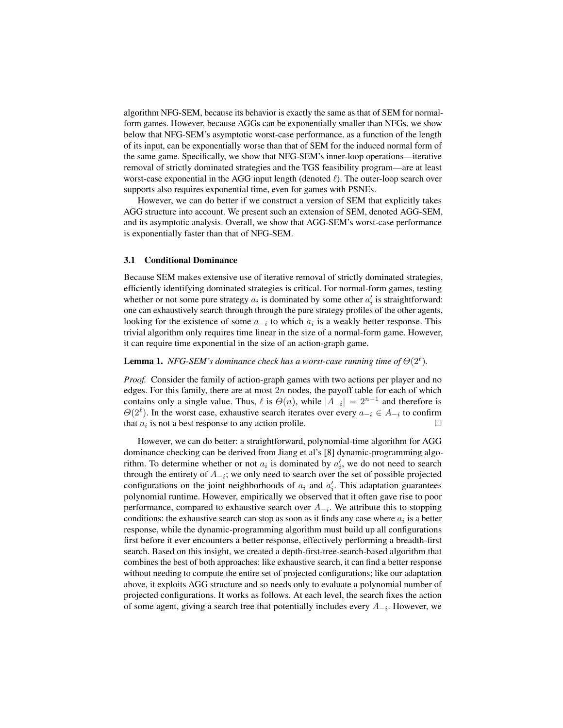algorithm NFG-SEM, because its behavior is exactly the same as that of SEM for normal-form games. However, because AGGs can be exponentially smaller than NFGs, we show below that NFG-SEM's asymptotic worst-case performance, as a function of the length of its input, can be exponentially worse than that of SEM for the induced normal form of the same game. Specifically, we show that NFG-SEM's inner-loop operations—iterative removal of strictly dominated strategies and the TGS feasibility program—are at least worst-case exponential in the AGG input length (denoted $\ell$). The outer-loop search over supports also requires exponential time, even for games with PSNEs.

However, we can do better if we construct a version of SEM that explicitly takes AGG structure into account. We present such an extension of SEM, denoted AGG-SEM, and its asymptotic analysis. Overall, we show that AGG-SEM's worst-case performance is exponentially faster than that of NFG-SEM.

### 3.1 Conditional Dominance

Because SEM makes extensive use of iterative removal of strictly dominated strategies, efficiently identifying dominated strategies is critical. For normal-form games, testing whether or not some pure strategy $a_i$ is dominated by some other $a'_i$ is straightforward: one can exhaustively search through through the pure strategy profiles of the other agents, looking for the existence of some $a_{-i}$ to which $a_i$ is a weakly better response. This trivial algorithm only requires time linear in the size of a normal-form game. However, it can require time exponential in the size of an action-graph game.

**Lemma 1.** *NFG-SEM's dominance check has a worst-case running time of $\Theta(2^\ell)$.*

*Proof.* Consider the family of action-graph games with two actions per player and no edges. For this family, there are at most $2n$ nodes, the payoff table for each of which contains only a single value. Thus, $\ell$ is $\Theta(n)$, while $|A_{-i}| = 2^{n-1}$ and therefore is $\Theta(2^\ell)$. In the worst case, exhaustive search iterates over every $a_{-i} \in A_{-i}$ to confirm that $a_i$ is not a best response to any action profile. □

However, we can do better: a straightforward, polynomial-time algorithm for AGG dominance checking can be derived from Jiang et al's [8] dynamic-programming algorithm. To determine whether or not $a_i$ is dominated by $a'_i$, we do not need to search through the entirety of $A_{-i}$; we only need to search over the set of possible projected configurations on the joint neighborhoods of $a_i$ and $a'_i$. This adaptation guarantees polynomial runtime. However, empirically we observed that it often gave rise to poor performance, compared to exhaustive search over $A_{-i}$. We attribute this to stopping conditions: the exhaustive search can stop as soon as it finds any case where $a_i$ is a better response, while the dynamic-programming algorithm must build up all configurations first before it ever encounters a better response, effectively performing a breadth-first search. Based on this insight, we created a depth-first-tree-search-based algorithm that combines the best of both approaches: like exhaustive search, it can find a better response without needing to compute the entire set of projected configurations; like our adaptation above, it exploits AGG structure and so needs only to evaluate a polynomial number of projected configurations. It works as follows. At each level, the search fixes the action of some agent, giving a search tree that potentially includes every $A_{-i}$. However, we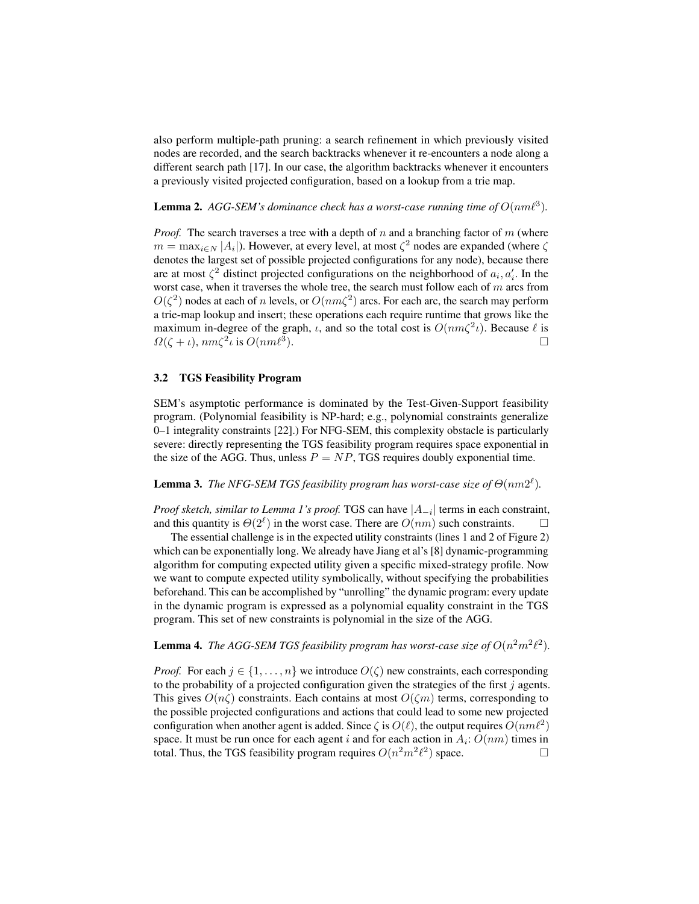also perform multiple-path pruning: a search refinement in which previously visited nodes are recorded, and the search backtracks whenever it re-encounters a node along a different search path [17]. In our case, the algorithm backtracks whenever it encounters a previously visited projected configuration, based on a lookup from a trie map.

**Lemma 2.** *AGG-SEM's dominance check has a worst-case running time of $O(nm\ell^3)$.*

*Proof.* The search traverses a tree with a depth of $n$ and a branching factor of $m$ (where $m = \max_{i \in N} |A_i|$). However, at every level, at most $\zeta^2$ nodes are expanded (where $\zeta$ denotes the largest set of possible projected configurations for any node), because there are at most $\zeta^2$ distinct projected configurations on the neighborhood of $a_i, a'_i$. In the worst case, when it traverses the whole tree, the search must follow each of $m$ arcs from $O(\zeta^2)$ nodes at each of $n$ levels, or $O(nm\zeta^2)$ arcs. For each arc, the search may perform a trie-map lookup and insert; these operations each require runtime that grows like the maximum in-degree of the graph, $\iota$, and so the total cost is $O(nm\zeta^2\iota)$. Because $\ell$ is $\Omega(\zeta + \iota)$, $nm\zeta^2\iota$ is $O(nm\ell^3)$. □

### 3.2 TGS Feasibility Program

SEM's asymptotic performance is dominated by the Test-Given-Support feasibility program. (Polynomial feasibility is NP-hard; e.g., polynomial constraints generalize 0–1 integrality constraints [22].) For NFG-SEM, this complexity obstacle is particularly severe: directly representing the TGS feasibility program requires space exponential in the size of the AGG. Thus, unless $P = NP$, TGS requires doubly exponential time.

**Lemma 3.** *The NFG-SEM TGS feasibility program has worst-case size of $\Theta(nm2^\ell)$.*

*Proof sketch, similar to Lemma 1's proof.* TGS can have $|A_{-i}|$ terms in each constraint, and this quantity is $\Theta(2^\ell)$ in the worst case. There are $O(nm)$ such constraints. □

The essential challenge is in the expected utility constraints (lines 1 and 2 of Figure 2) which can be exponentially long. We already have Jiang et al's [8] dynamic-programming algorithm for computing expected utility given a specific mixed-strategy profile. Now we want to compute expected utility symbolically, without specifying the probabilities beforehand. This can be accomplished by "unrolling" the dynamic program: every update in the dynamic program is expressed as a polynomial equality constraint in the TGS program. This set of new constraints is polynomial in the size of the AGG.

**Lemma 4.** *The AGG-SEM TGS feasibility program has worst-case size of $O(n^2m^2\ell^2)$.*

*Proof.* For each $j \in \{1, \dots, n\}$ we introduce $O(\zeta)$ new constraints, each corresponding to the probability of a projected configuration given the strategies of the first $j$ agents. This gives $O(n\zeta)$ constraints. Each contains at most $O(\zeta m)$ terms, corresponding to the possible projected configurations and actions that could lead to some new projected configuration when another agent is added. Since $\zeta$ is $O(\ell)$, the output requires $O(nm\ell^2)$ space. It must be run once for each agent $i$ and for each action in $A_i$: $O(nm)$ times in total. Thus, the TGS feasibility program requires $O(n^2m^2\ell^2)$ space. □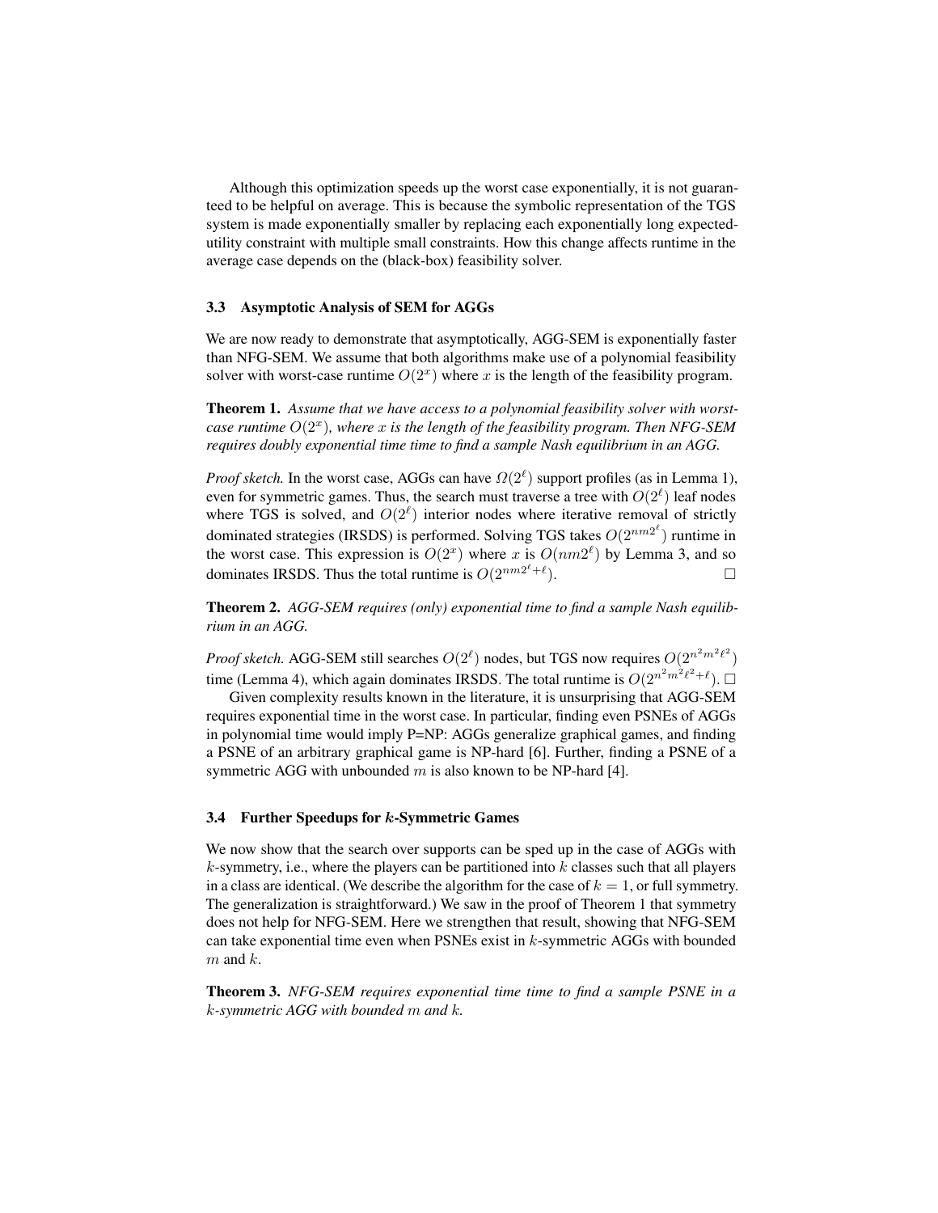Although this optimization speeds up the worst case exponentially, it is not guaranteed to be helpful on average. This is because the symbolic representation of the TGS system is made exponentially smaller by replacing each exponentially long expected-utility constraint with multiple small constraints. How this change affects runtime in the average case depends on the (black-box) feasibility solver.

### 3.3 Asymptotic Analysis of SEM for AGGs

We are now ready to demonstrate that asymptotically, AGG-SEM is exponentially faster than NFG-SEM. We assume that both algorithms make use of a polynomial feasibility solver with worst-case runtime $O(2^x)$ where $x$ is the length of the feasibility program.

**Theorem 1.** *Assume that we have access to a polynomial feasibility solver with worst-case runtime $O(2^x)$, where $x$ is the length of the feasibility program. Then NFG-SEM requires doubly exponential time time to find a sample Nash equilibrium in an AGG.*

*Proof sketch.* In the worst case, AGGs can have $\Omega(2^\ell)$ support profiles (as in Lemma 1), even for symmetric games. Thus, the search must traverse a tree with $O(2^\ell)$ leaf nodes where TGS is solved, and $O(2^\ell)$ interior nodes where iterative removal of strictly dominated strategies (IRSDS) is performed. Solving TGS takes $O(2^{nm2^\ell})$ runtime in the worst case. This expression is $O(2^x)$ where $x$ is $O(nm2^\ell)$ by Lemma 3, and so dominates IRSDS. Thus the total runtime is $O(2^{nm2^\ell+\ell})$. □

**Theorem 2.** *AGG-SEM requires (only) exponential time to find a sample Nash equilibrium in an AGG.*

*Proof sketch.* AGG-SEM still searches $O(2^\ell)$ nodes, but TGS now requires $O(2^{n^2m^2\ell^2})$ time (Lemma 4), which again dominates IRSDS. The total runtime is $O(2^{n^2m^2\ell^2+\ell})$. □

Given complexity results known in the literature, it is unsurprising that AGG-SEM requires exponential time in the worst case. In particular, finding even PSNEs of AGGs in polynomial time would imply P=NP: AGGs generalize graphical games, and finding a PSNE of an arbitrary graphical game is NP-hard [6]. Further, finding a PSNE of a symmetric AGG with unbounded $m$ is also known to be NP-hard [4].

### 3.4 Further Speedups for $k$-Symmetric Games

We now show that the search over supports can be sped up in the case of AGGs with $k$-symmetry, i.e., where the players can be partitioned into $k$ classes such that all players in a class are identical. (We describe the algorithm for the case of $k = 1$, or full symmetry. The generalization is straightforward.) We saw in the proof of Theorem 1 that symmetry does not help for NFG-SEM. Here we strengthen that result, showing that NFG-SEM can take exponential time even when PSNEs exist in $k$-symmetric AGGs with bounded $m$ and $k$.

**Theorem 3.** *NFG-SEM requires exponential time time to find a sample PSNE in a $k$-symmetric AGG with bounded $m$ and $k$.*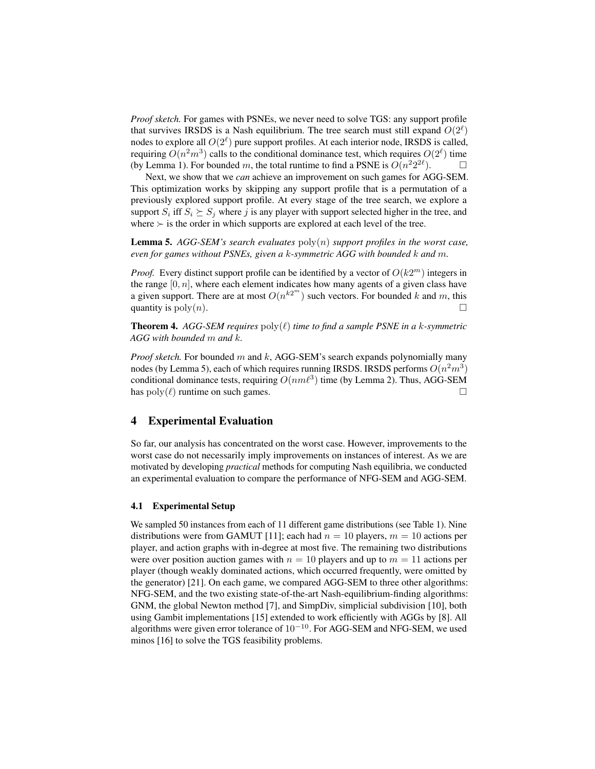*Proof sketch.* For games with PSNEs, we never need to solve TGS: any support profile that survives IRSDS is a Nash equilibrium. The tree search must still expand $O(2^\ell)$ nodes to explore all $O(2^\ell)$ pure support profiles. At each interior node, IRSDS is called, requiring $O(n^2m^3)$ calls to the conditional dominance test, which requires $O(2^\ell)$ time (by Lemma 1). For bounded $m$, the total runtime to find a PSNE is $O(n^2 2^{2\ell})$. □

Next, we show that we *can* achieve an improvement on such games for AGG-SEM. This optimization works by skipping any support profile that is a permutation of a previously explored support profile. At every stage of the tree search, we explore a support $S_i$ iff $S_i \succeq S_j$ where $j$ is any player with support selected higher in the tree, and where $\succ$ is the order in which supports are explored at each level of the tree.

**Lemma 5.** *AGG-SEM's search evaluates* $\text{poly}(n)$ *support profiles in the worst case, even for games without PSNEs, given a* $k$*-symmetric AGG with bounded* $k$ *and* $m$*.*

*Proof.* Every distinct support profile can be identified by a vector of $O(k2^m)$ integers in the range $[0, n]$, where each element indicates how many agents of a given class have a given support. There are at most $O(n^{k2^m})$ such vectors. For bounded $k$ and $m$, this quantity is $\text{poly}(n)$. □

**Theorem 4.** *AGG-SEM requires* $\text{poly}(\ell)$ *time to find a sample PSNE in a* $k$*-symmetric AGG with bounded* $m$ *and* $k$*.*

*Proof sketch.* For bounded $m$ and $k$, AGG-SEM's search expands polynomially many nodes (by Lemma 5), each of which requires running IRSDS. IRSDS performs $O(n^2m^3)$ conditional dominance tests, requiring $O(nm\ell^3)$ time (by Lemma 2). Thus, AGG-SEM has $\text{poly}(\ell)$ runtime on such games. □

## 4 Experimental Evaluation

So far, our analysis has concentrated on the worst case. However, improvements to the worst case do not necessarily imply improvements on instances of interest. As we are motivated by developing *practical* methods for computing Nash equilibria, we conducted an experimental evaluation to compare the performance of NFG-SEM and AGG-SEM.

### 4.1 Experimental Setup

We sampled 50 instances from each of 11 different game distributions (see Table 1). Nine distributions were from GAMUT [11]; each had $n = 10$ players, $m = 10$ actions per player, and action graphs with in-degree at most five. The remaining two distributions were over position auction games with $n = 10$ players and up to $m = 11$ actions per player (though weakly dominated actions, which occurred frequently, were omitted by the generator) [21]. On each game, we compared AGG-SEM to three other algorithms: NFG-SEM, and the two existing state-of-the-art Nash-equilibrium-finding algorithms: GNM, the global Newton method [7], and SimpDiv, simplicial subdivision [10], both using Gambit implementations [15] extended to work efficiently with AGGs by [8]. All algorithms were given error tolerance of $10^{-10}$. For AGG-SEM and NFG-SEM, we used minos [16] to solve the TGS feasibility problems.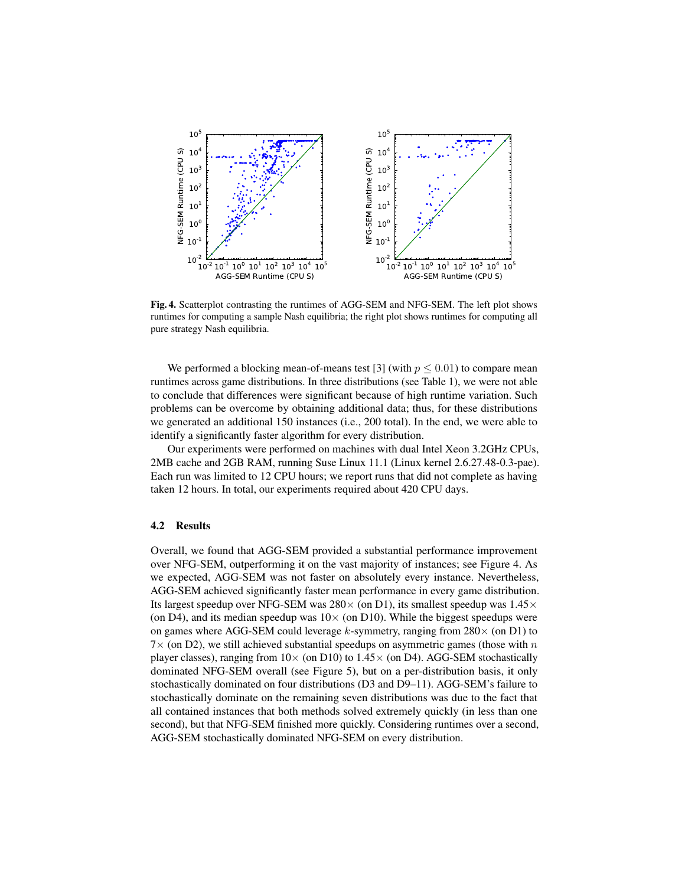**Fig. 4.** Scatterplot contrasting the runtimes of AGG-SEM and NFG-SEM. The left plot shows runtimes for computing a sample Nash equilibria; the right plot shows runtimes for computing all pure strategy Nash equilibria.

We performed a blocking mean-of-means test [3] (with $p \leq 0.01$) to compare mean runtimes across game distributions. In three distributions (see Table 1), we were not able to conclude that differences were significant because of high runtime variation. Such problems can be overcome by obtaining additional data; thus, for these distributions we generated an additional 150 instances (i.e., 200 total). In the end, we were able to identify a significantly faster algorithm for every distribution.

Our experiments were performed on machines with dual Intel Xeon 3.2GHz CPUs, 2MB cache and 2GB RAM, running Suse Linux 11.1 (Linux kernel 2.6.27.48-0.3-pae). Each run was limited to 12 CPU hours; we report runs that did not complete as having taken 12 hours. In total, our experiments required about 420 CPU days.

### 4.2 Results

Overall, we found that AGG-SEM provided a substantial performance improvement over NFG-SEM, outperforming it on the vast majority of instances; see Figure 4. As we expected, AGG-SEM was not faster on absolutely every instance. Nevertheless, AGG-SEM achieved significantly faster mean performance in every game distribution. Its largest speedup over NFG-SEM was $280\times$ (on D1), its smallest speedup was $1.45\times$ (on D4), and its median speedup was $10\times$ (on D10). While the biggest speedups were on games where AGG-SEM could leverage $k$-symmetry, ranging from $280\times$ (on D1) to $7\times$ (on D2), we still achieved substantial speedups on asymmetric games (those with $n$ player classes), ranging from $10\times$ (on D10) to $1.45\times$ (on D4). AGG-SEM stochastically dominated NFG-SEM overall (see Figure 5), but on a per-distribution basis, it only stochastically dominated on four distributions (D3 and D9–11). AGG-SEM's failure to stochastically dominate on the remaining seven distributions was due to the fact that all contained instances that both methods solved extremely quickly (in less than one second), but that NFG-SEM finished more quickly. Considering runtimes over a second, AGG-SEM stochastically dominated NFG-SEM on every distribution.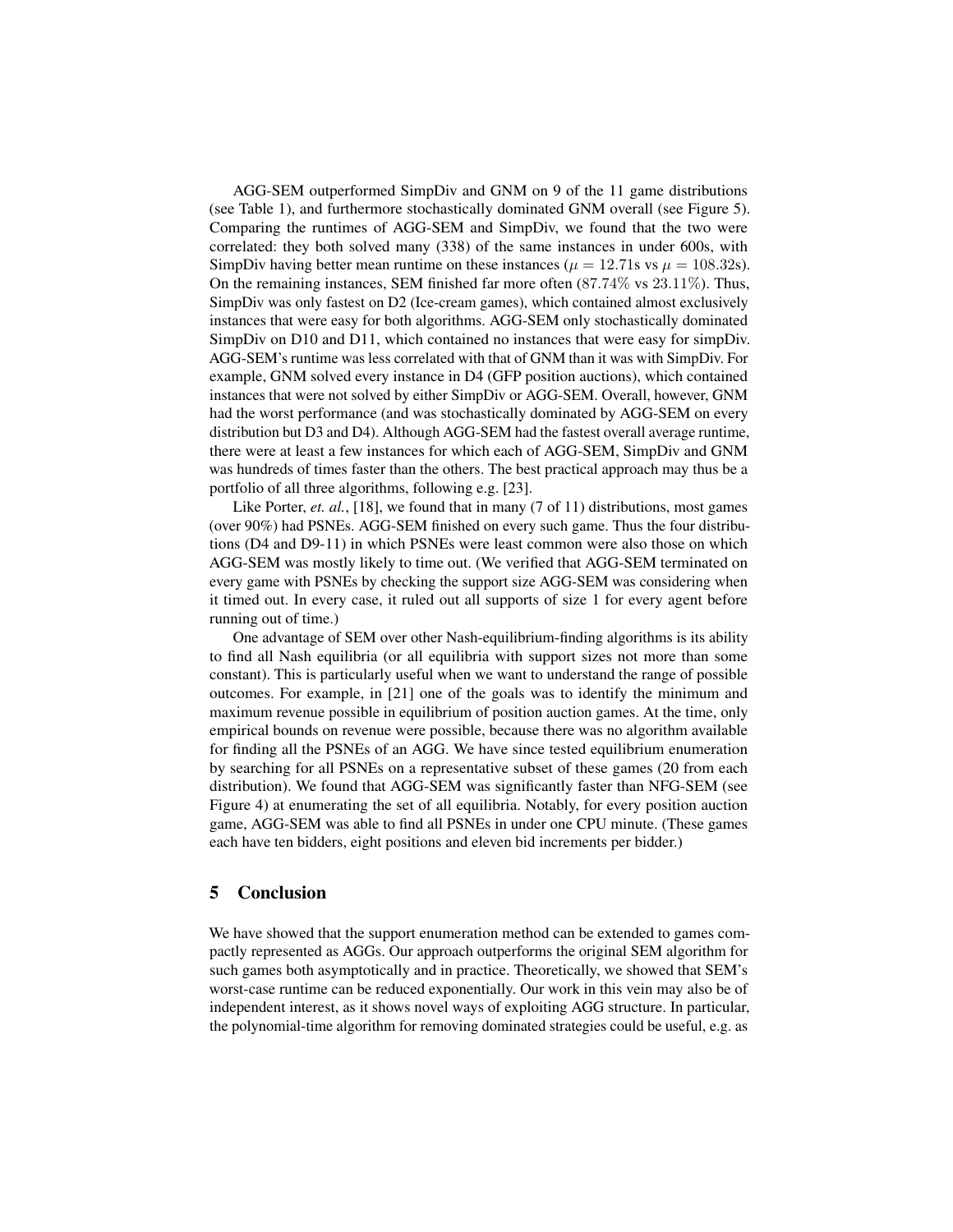AGG-SEM outperformed SimpDiv and GNM on 9 of the 11 game distributions (see Table 1), and furthermore stochastically dominated GNM overall (see Figure 5). Comparing the runtimes of AGG-SEM and SimpDiv, we found that the two were correlated: they both solved many (338) of the same instances in under 600s, with SimpDiv having better mean runtime on these instances ($\mu = 12.71$s vs $\mu = 108.32$s). On the remaining instances, SEM finished far more often (87.74% vs 23.11%). Thus, SimpDiv was only fastest on D2 (Ice-cream games), which contained almost exclusively instances that were easy for both algorithms. AGG-SEM only stochastically dominated SimpDiv on D10 and D11, which contained no instances that were easy for simpDiv. AGG-SEM's runtime was less correlated with that of GNM than it was with SimpDiv. For example, GNM solved every instance in D4 (GFP position auctions), which contained instances that were not solved by either SimpDiv or AGG-SEM. Overall, however, GNM had the worst performance (and was stochastically dominated by AGG-SEM on every distribution but D3 and D4). Although AGG-SEM had the fastest overall average runtime, there were at least a few instances for which each of AGG-SEM, SimpDiv and GNM was hundreds of times faster than the others. The best practical approach may thus be a portfolio of all three algorithms, following e.g. [23].

Like Porter, *et. al.*, [18], we found that in many (7 of 11) distributions, most games (over 90%) had PSNEs. AGG-SEM finished on every such game. Thus the four distributions (D4 and D9-11) in which PSNEs were least common were also those on which AGG-SEM was mostly likely to time out. (We verified that AGG-SEM terminated on every game with PSNEs by checking the support size AGG-SEM was considering when it timed out. In every case, it ruled out all supports of size 1 for every agent before running out of time.)

One advantage of SEM over other Nash-equilibrium-finding algorithms is its ability to find all Nash equilibria (or all equilibria with support sizes not more than some constant). This is particularly useful when we want to understand the range of possible outcomes. For example, in [21] one of the goals was to identify the minimum and maximum revenue possible in equilibrium of position auction games. At the time, only empirical bounds on revenue were possible, because there was no algorithm available for finding all the PSNEs of an AGG. We have since tested equilibrium enumeration by searching for all PSNEs on a representative subset of these games (20 from each distribution). We found that AGG-SEM was significantly faster than NFG-SEM (see Figure 4) at enumerating the set of all equilibria. Notably, for every position auction game, AGG-SEM was able to find all PSNEs in under one CPU minute. (These games each have ten bidders, eight positions and eleven bid increments per bidder.)

## 5 Conclusion

We have showed that the support enumeration method can be extended to games compactly represented as AGGs. Our approach outperforms the original SEM algorithm for such games both asymptotically and in practice. Theoretically, we showed that SEM's worst-case runtime can be reduced exponentially. Our work in this vein may also be of independent interest, as it shows novel ways of exploiting AGG structure. In particular, the polynomial-time algorithm for removing dominated strategies could be useful, e.g. as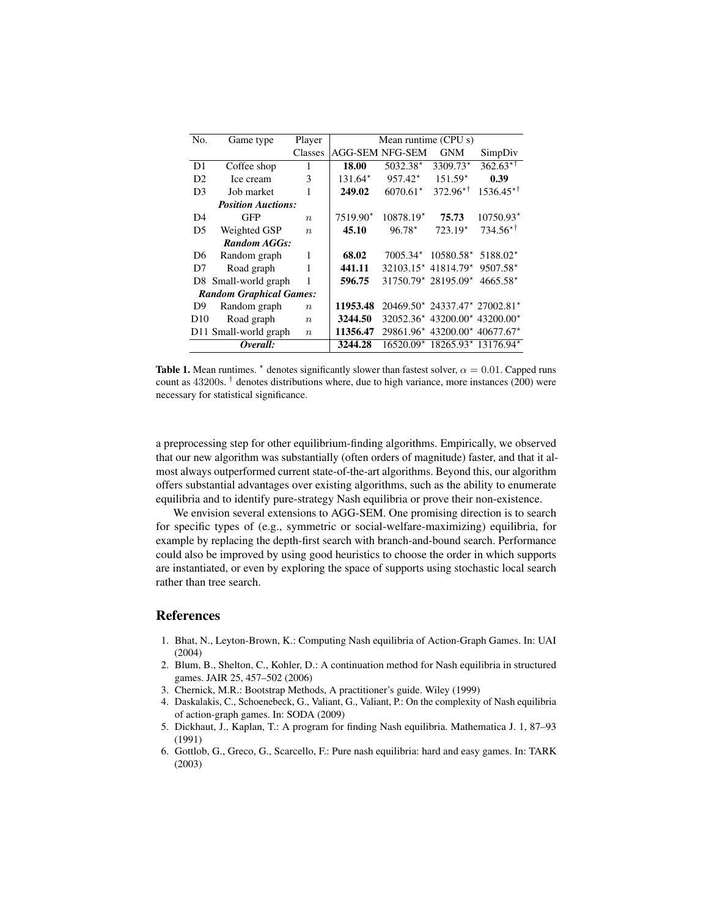| No. | Game type | Player Classes | Mean runtime (CPU s) | | | |
|---|---|---|---|---|---|---|
| | | | AGG-SEM | NFG-SEM | GNM | SimpDiv |
| D1 | Coffee shop | 1 | **18.00** | 5032.38$^{\star}$ | 3309.73$^{\star}$ | 362.63$^{\star\dagger}$ |
| D2 | Ice cream | 3 | 131.64$^{\star}$ | 957.42$^{\star}$ | 151.59$^{\star}$ | **0.39** |
| D3 | Job market | 1 | **249.02** | 6070.61$^{\star}$ | 372.96$^{\star\dagger}$ | 1536.45$^{\star\dagger}$ |
| ***Position Auctions:*** | | | | | | |
| D4 | GFP | $n$ | 7519.90$^{\star}$ | 10878.19$^{\star}$ | **75.73** | 10750.93$^{\star}$ |
| D5 | Weighted GSP | $n$ | **45.10** | 96.78$^{\star}$ | 723.19$^{\star}$ | 734.56$^{\star\dagger}$ |
| ***Random AGGs:*** | | | | | | |
| D6 | Random graph | 1 | **68.02** | 7005.34$^{\star}$ | 10580.58$^{\star}$ | 5188.02$^{\star}$ |
| D7 | Road graph | 1 | **441.11** | 32103.15$^{\star}$ | 41814.79$^{\star}$ | 9507.58$^{\star}$ |
| D8 | Small-world graph | 1 | **596.75** | 31750.79$^{\star}$ | 28195.09$^{\star}$ | 4665.58$^{\star}$ |
| ***Random Graphical Games:*** | | | | | | |
| D9 | Random graph | $n$ | **11953.48** | 20469.50$^{\star}$ | 24337.47$^{\star}$ | 27002.81$^{\star}$ |
| D10 | Road graph | $n$ | **3244.50** | 32052.36$^{\star}$ | 43200.00$^{\star}$ | 43200.00$^{\star}$ |
| D11 | Small-world graph | $n$ | **11356.47** | 29861.96$^{\star}$ | 43200.00$^{\star}$ | 40677.67$^{\star}$ |
| ***Overall:*** | | | **3244.28** | 16520.09$^{\star}$ | 18265.93$^{\star}$ | 13176.94$^{\star}$ |

**Table 1.** Mean runtimes. $^{\star}$ denotes significantly slower than fastest solver, $\alpha = 0.01$. Capped runs count as 43200s. $^{\dagger}$ denotes distributions where, due to high variance, more instances (200) were necessary for statistical significance.

a preprocessing step for other equilibrium-finding algorithms. Empirically, we observed that our new algorithm was substantially (often orders of magnitude) faster, and that it almost always outperformed current state-of-the-art algorithms. Beyond this, our algorithm offers substantial advantages over existing algorithms, such as the ability to enumerate equilibria and to identify pure-strategy Nash equilibria or prove their non-existence.

We envision several extensions to AGG-SEM. One promising direction is to search for specific types of (e.g., symmetric or social-welfare-maximizing) equilibria, for example by replacing the depth-first search with branch-and-bound search. Performance could also be improved by using good heuristics to choose the order in which supports are instantiated, or even by exploring the space of supports using stochastic local search rather than tree search.

## References

1. Bhat, N., Leyton-Brown, K.: Computing Nash equilibria of Action-Graph Games. In: UAI (2004)
2. Blum, B., Shelton, C., Kohler, D.: A continuation method for Nash equilibria in structured games. JAIR 25, 457–502 (2006)
3. Chernick, M.R.: Bootstrap Methods, A practitioner's guide. Wiley (1999)
4. Daskalakis, C., Schoenebeck, G., Valiant, G., Valiant, P.: On the complexity of Nash equilibria of action-graph games. In: SODA (2009)
5. Dickhaut, J., Kaplan, T.: A program for finding Nash equilibria. Mathematica J. 1, 87–93 (1991)
6. Gottlob, G., Greco, G., Scarcello, F.: Pure nash equilibria: hard and easy games. In: TARK (2003)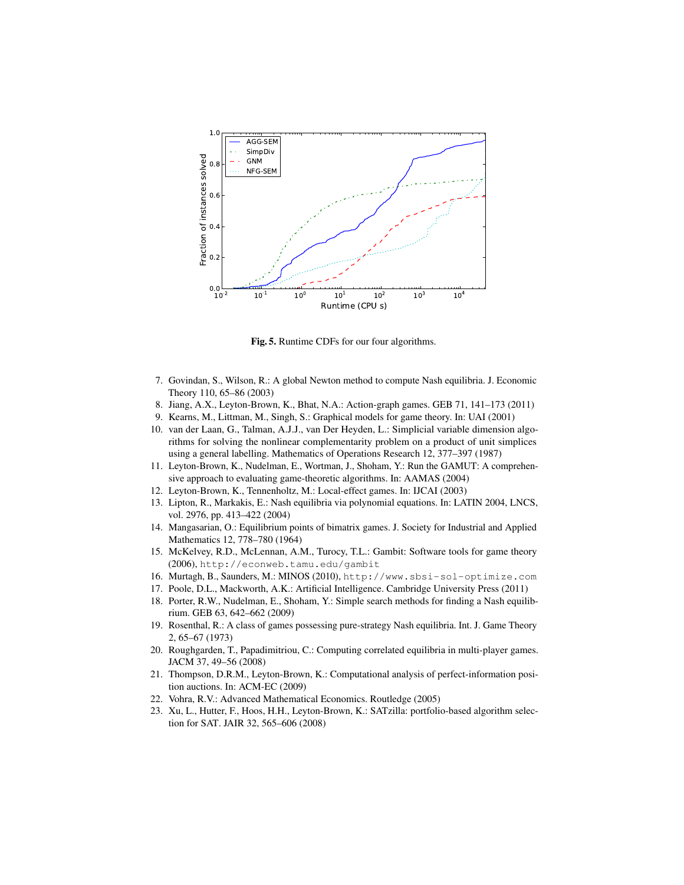1.0

0.8

0.6

0.4

0.2

0.0

Fraction of instances solved

AGG-SEM

SimpDiv

GNM

NFG-SEM

$10^{-2}$ $10^{-1}$ $10^{0}$ $10^{1}$ $10^{2}$ $10^{3}$ $10^{4}$

Runtime (CPU s)

**Fig. 5.** Runtime CDFs for our four algorithms.

7. Govindan, S., Wilson, R.: A global Newton method to compute Nash equilibria. J. Economic Theory 110, 65–86 (2003)
8. Jiang, A.X., Leyton-Brown, K., Bhat, N.A.: Action-graph games. GEB 71, 141–173 (2011)
9. Kearns, M., Littman, M., Singh, S.: Graphical models for game theory. In: UAI (2001)
10. van der Laan, G., Talman, A.J.J., van Der Heyden, L.: Simplicial variable dimension algorithms for solving the nonlinear complementarity problem on a product of unit simplices using a general labelling. Mathematics of Operations Research 12, 377–397 (1987)
11. Leyton-Brown, K., Nudelman, E., Wortman, J., Shoham, Y.: Run the GAMUT: A comprehensive approach to evaluating game-theoretic algorithms. In: AAMAS (2004)
12. Leyton-Brown, K., Tennenholtz, M.: Local-effect games. In: IJCAI (2003)
13. Lipton, R., Markakis, E.: Nash equilibria via polynomial equations. In: LATIN 2004, LNCS, vol. 2976, pp. 413–422 (2004)
14. Mangasarian, O.: Equilibrium points of bimatrix games. J. Society for Industrial and Applied Mathematics 12, 778–780 (1964)
15. McKelvey, R.D., McLennan, A.M., Turocy, T.L.: Gambit: Software tools for game theory (2006), `http://econweb.tamu.edu/gambit`
16. Murtagh, B., Saunders, M.: MINOS (2010), `http://www.sbsi-sol-optimize.com`
17. Poole, D.L., Mackworth, A.K.: Artificial Intelligence. Cambridge University Press (2011)
18. Porter, R.W., Nudelman, E., Shoham, Y.: Simple search methods for finding a Nash equilibrium. GEB 63, 642–662 (2009)
19. Rosenthal, R.: A class of games possessing pure-strategy Nash equilibria. Int. J. Game Theory 2, 65–67 (1973)
20. Roughgarden, T., Papadimitriou, C.: Computing correlated equilibria in multi-player games. JACM 37, 49–56 (2008)
21. Thompson, D.R.M., Leyton-Brown, K.: Computational analysis of perfect-information position auctions. In: ACM-EC (2009)
22. Vohra, R.V.: Advanced Mathematical Economics. Routledge (2005)
23. Xu, L., Hutter, F., Hoos, H.H., Leyton-Brown, K.: SATzilla: portfolio-based algorithm selection for SAT. JAIR 32, 565–606 (2008)